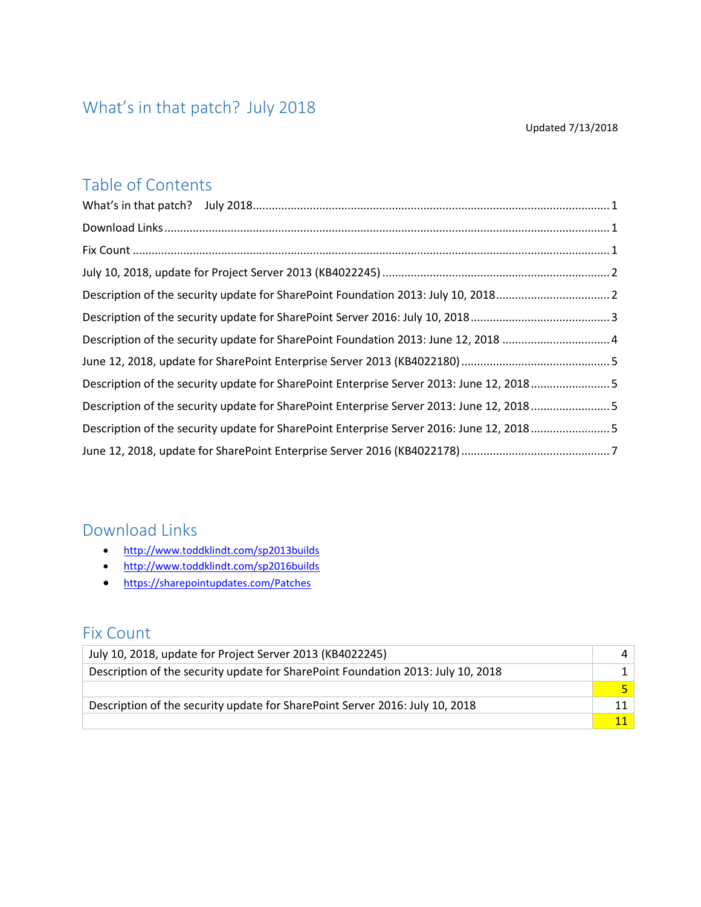# What's in that patch? July 2018

Updated 7/13/2018

## Table of Contents

What's in that patch? July 2018 ..... 1
Download Links ..... 1
Fix Count ..... 1
July 10, 2018, update for Project Server 2013 (KB4022245) ..... 2
Description of the security update for SharePoint Foundation 2013: July 10, 2018 ..... 2
Description of the security update for SharePoint Server 2016: July 10, 2018 ..... 3
Description of the security update for SharePoint Foundation 2013: June 12, 2018 ..... 4
June 12, 2018, update for SharePoint Enterprise Server 2013 (KB4022180) ..... 5
Description of the security update for SharePoint Enterprise Server 2013: June 12, 2018 ..... 5
Description of the security update for SharePoint Enterprise Server 2013: June 12, 2018 ..... 5
Description of the security update for SharePoint Enterprise Server 2016: June 12, 2018 ..... 5
June 12, 2018, update for SharePoint Enterprise Server 2016 (KB4022178) ..... 7

## Download Links

- http://www.toddklindt.com/sp2013builds
- http://www.toddklindt.com/sp2016builds
- https://sharepointupdates.com/Patches

## Fix Count

| | |
|---|---|
| July 10, 2018, update for Project Server 2013 (KB4022245) | 4 |
| Description of the security update for SharePoint Foundation 2013: July 10, 2018 | 1 |
| | 5 |
| Description of the security update for SharePoint Server 2016: July 10, 2018 | 11 |
| | 11 |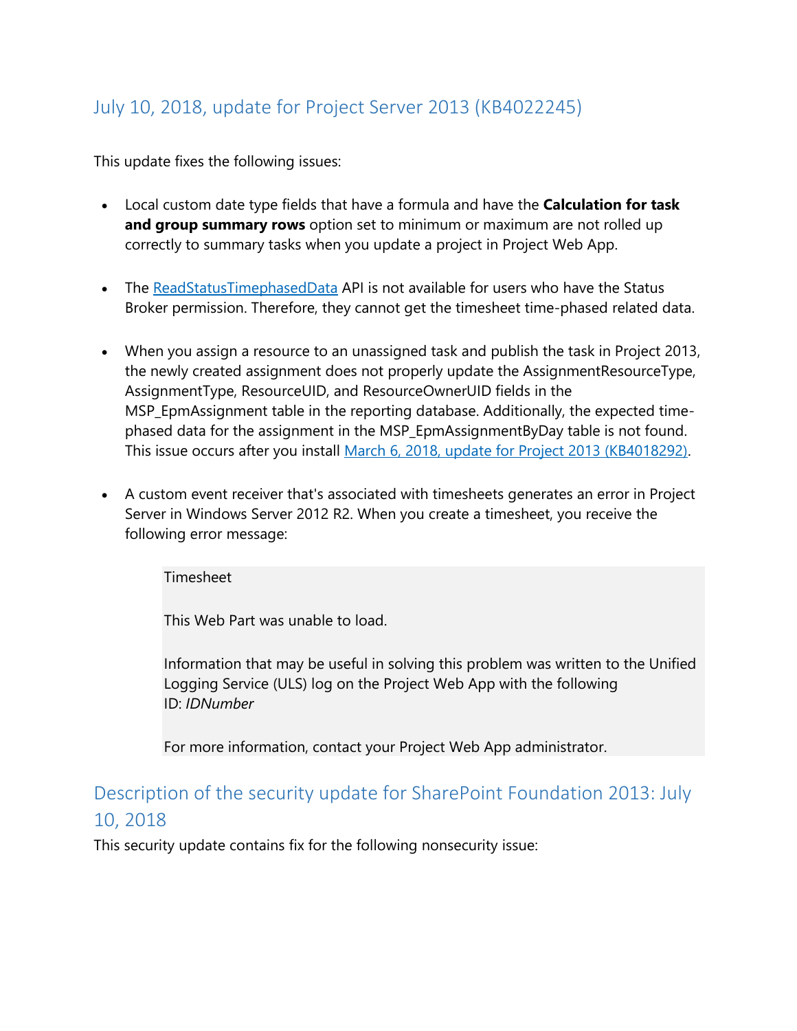## July 10, 2018, update for Project Server 2013 (KB4022245)

This update fixes the following issues:

- Local custom date type fields that have a formula and have the **Calculation for task and group summary rows** option set to minimum or maximum are not rolled up correctly to summary tasks when you update a project in Project Web App.

- The ReadStatusTimephasedData API is not available for users who have the Status Broker permission. Therefore, they cannot get the timesheet time-phased related data.

- When you assign a resource to an unassigned task and publish the task in Project 2013, the newly created assignment does not properly update the AssignmentResourceType, AssignmentType, ResourceUID, and ResourceOwnerUID fields in the MSP_EpmAssignment table in the reporting database. Additionally, the expected time-phased data for the assignment in the MSP_EpmAssignmentByDay table is not found. This issue occurs after you install March 6, 2018, update for Project 2013 (KB4018292).

- A custom event receiver that's associated with timesheets generates an error in Project Server in Windows Server 2012 R2. When you create a timesheet, you receive the following error message:

  > Timesheet
  >
  > This Web Part was unable to load.
  >
  > Information that may be useful in solving this problem was written to the Unified Logging Service (ULS) log on the Project Web App with the following ID: *IDNumber*
  >
  > For more information, contact your Project Web App administrator.

## Description of the security update for SharePoint Foundation 2013: July 10, 2018

This security update contains fix for the following nonsecurity issue: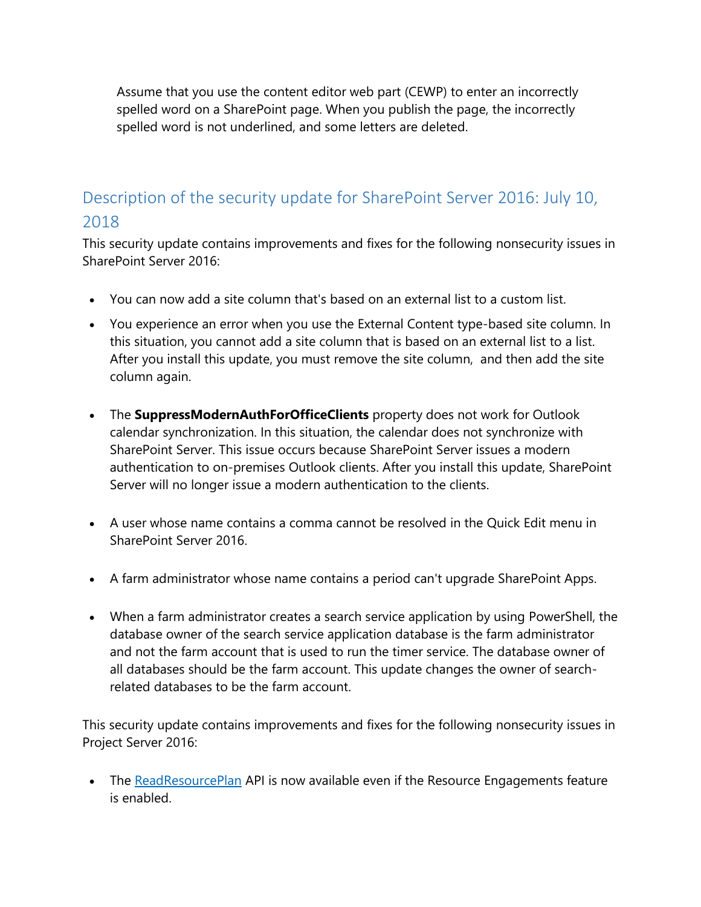Assume that you use the content editor web part (CEWP) to enter an incorrectly spelled word on a SharePoint page. When you publish the page, the incorrectly spelled word is not underlined, and some letters are deleted.

## Description of the security update for SharePoint Server 2016: July 10, 2018

This security update contains improvements and fixes for the following nonsecurity issues in SharePoint Server 2016:

- You can now add a site column that's based on an external list to a custom list.
- You experience an error when you use the External Content type-based site column. In this situation, you cannot add a site column that is based on an external list to a list. After you install this update, you must remove the site column, and then add the site column again.
- The **SuppressModernAuthForOfficeClients** property does not work for Outlook calendar synchronization. In this situation, the calendar does not synchronize with SharePoint Server. This issue occurs because SharePoint Server issues a modern authentication to on-premises Outlook clients. After you install this update, SharePoint Server will no longer issue a modern authentication to the clients.
- A user whose name contains a comma cannot be resolved in the Quick Edit menu in SharePoint Server 2016.
- A farm administrator whose name contains a period can't upgrade SharePoint Apps.
- When a farm administrator creates a search service application by using PowerShell, the database owner of the search service application database is the farm administrator and not the farm account that is used to run the timer service. The database owner of all databases should be the farm account. This update changes the owner of search-related databases to be the farm account.

This security update contains improvements and fixes for the following nonsecurity issues in Project Server 2016:

- The ReadResourcePlan API is now available even if the Resource Engagements feature is enabled.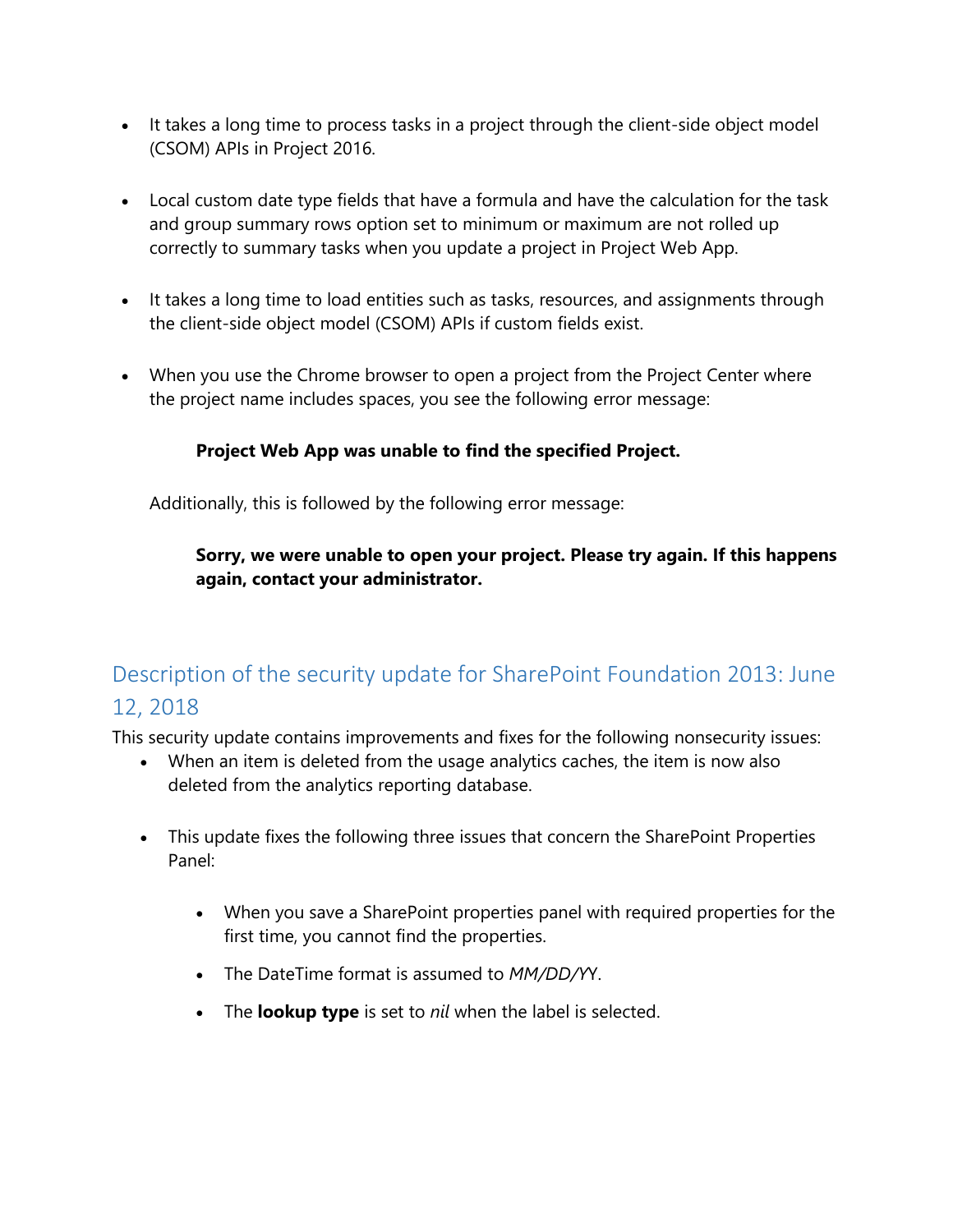- It takes a long time to process tasks in a project through the client-side object model (CSOM) APIs in Project 2016.

- Local custom date type fields that have a formula and have the calculation for the task and group summary rows option set to minimum or maximum are not rolled up correctly to summary tasks when you update a project in Project Web App.

- It takes a long time to load entities such as tasks, resources, and assignments through the client-side object model (CSOM) APIs if custom fields exist.

- When you use the Chrome browser to open a project from the Project Center where the project name includes spaces, you see the following error message:

  > **Project Web App was unable to find the specified Project.**

  Additionally, this is followed by the following error message:

  > **Sorry, we were unable to open your project. Please try again. If this happens again, contact your administrator.**

## Description of the security update for SharePoint Foundation 2013: June 12, 2018

This security update contains improvements and fixes for the following nonsecurity issues:

- When an item is deleted from the usage analytics caches, the item is now also deleted from the analytics reporting database.

- This update fixes the following three issues that concern the SharePoint Properties Panel:

  - When you save a SharePoint properties panel with required properties for the first time, you cannot find the properties.

  - The DateTime format is assumed to *MM/DD/YY*.

  - The **lookup type** is set to *nil* when the label is selected.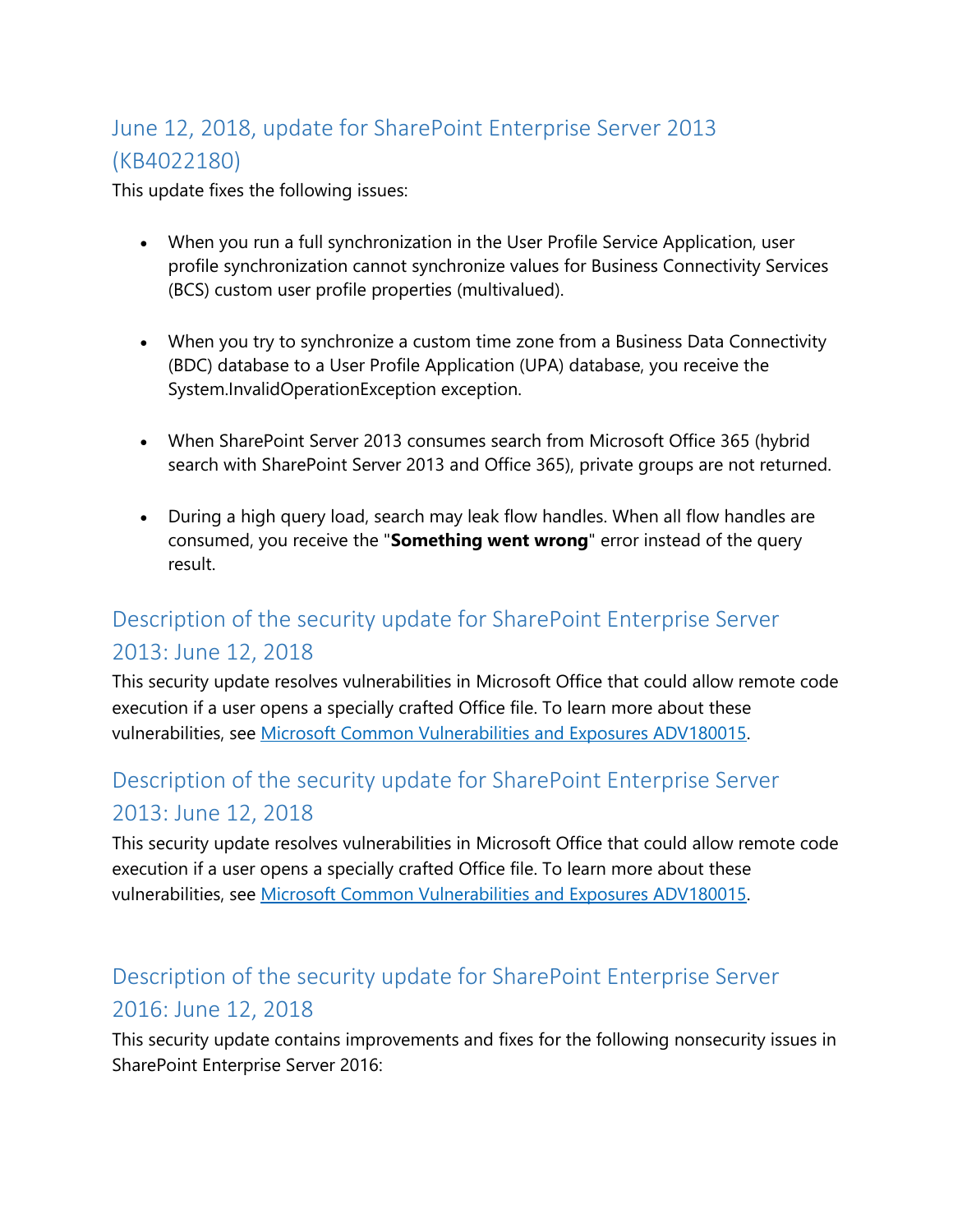## June 12, 2018, update for SharePoint Enterprise Server 2013 (KB4022180)

This update fixes the following issues:

- When you run a full synchronization in the User Profile Service Application, user profile synchronization cannot synchronize values for Business Connectivity Services (BCS) custom user profile properties (multivalued).

- When you try to synchronize a custom time zone from a Business Data Connectivity (BDC) database to a User Profile Application (UPA) database, you receive the System.InvalidOperationException exception.

- When SharePoint Server 2013 consumes search from Microsoft Office 365 (hybrid search with SharePoint Server 2013 and Office 365), private groups are not returned.

- During a high query load, search may leak flow handles. When all flow handles are consumed, you receive the "**Something went wrong**" error instead of the query result.

## Description of the security update for SharePoint Enterprise Server 2013: June 12, 2018

This security update resolves vulnerabilities in Microsoft Office that could allow remote code execution if a user opens a specially crafted Office file. To learn more about these vulnerabilities, see Microsoft Common Vulnerabilities and Exposures ADV180015.

## Description of the security update for SharePoint Enterprise Server 2013: June 12, 2018

This security update resolves vulnerabilities in Microsoft Office that could allow remote code execution if a user opens a specially crafted Office file. To learn more about these vulnerabilities, see Microsoft Common Vulnerabilities and Exposures ADV180015.

## Description of the security update for SharePoint Enterprise Server 2016: June 12, 2018

This security update contains improvements and fixes for the following nonsecurity issues in SharePoint Enterprise Server 2016: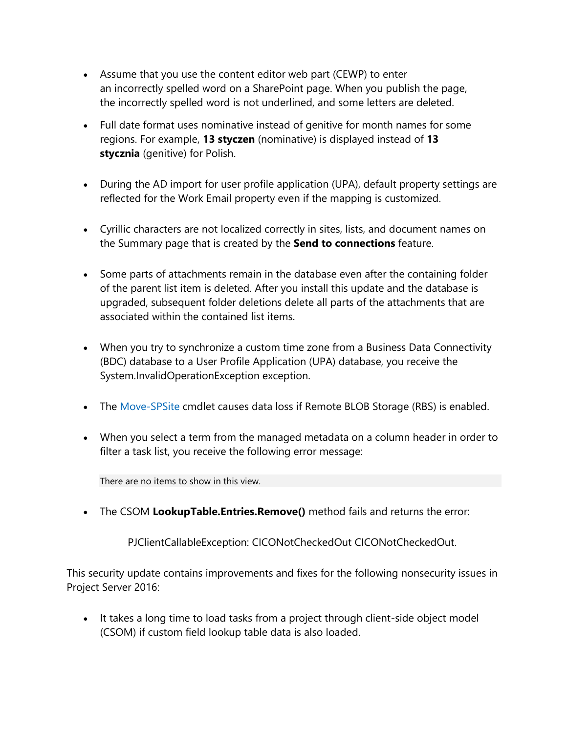- Assume that you use the content editor web part (CEWP) to enter an incorrectly spelled word on a SharePoint page. When you publish the page, the incorrectly spelled word is not underlined, and some letters are deleted.
- Full date format uses nominative instead of genitive for month names for some regions. For example, **13 styczen** (nominative) is displayed instead of **13 stycznia** (genitive) for Polish.
- During the AD import for user profile application (UPA), default property settings are reflected for the Work Email property even if the mapping is customized.
- Cyrillic characters are not localized correctly in sites, lists, and document names on the Summary page that is created by the **Send to connections** feature.
- Some parts of attachments remain in the database even after the containing folder of the parent list item is deleted. After you install this update and the database is upgraded, subsequent folder deletions delete all parts of the attachments that are associated within the contained list items.
- When you try to synchronize a custom time zone from a Business Data Connectivity (BDC) database to a User Profile Application (UPA) database, you receive the System.InvalidOperationException exception.
- The Move-SPSite cmdlet causes data loss if Remote BLOB Storage (RBS) is enabled.
- When you select a term from the managed metadata on a column header in order to filter a task list, you receive the following error message:

  ```
  There are no items to show in this view.
  ```

- The CSOM **LookupTable.Entries.Remove()** method fails and returns the error:

  PJClientCallableException: CICONotCheckedOut CICONotCheckedOut.

This security update contains improvements and fixes for the following nonsecurity issues in Project Server 2016:

- It takes a long time to load tasks from a project through client-side object model (CSOM) if custom field lookup table data is also loaded.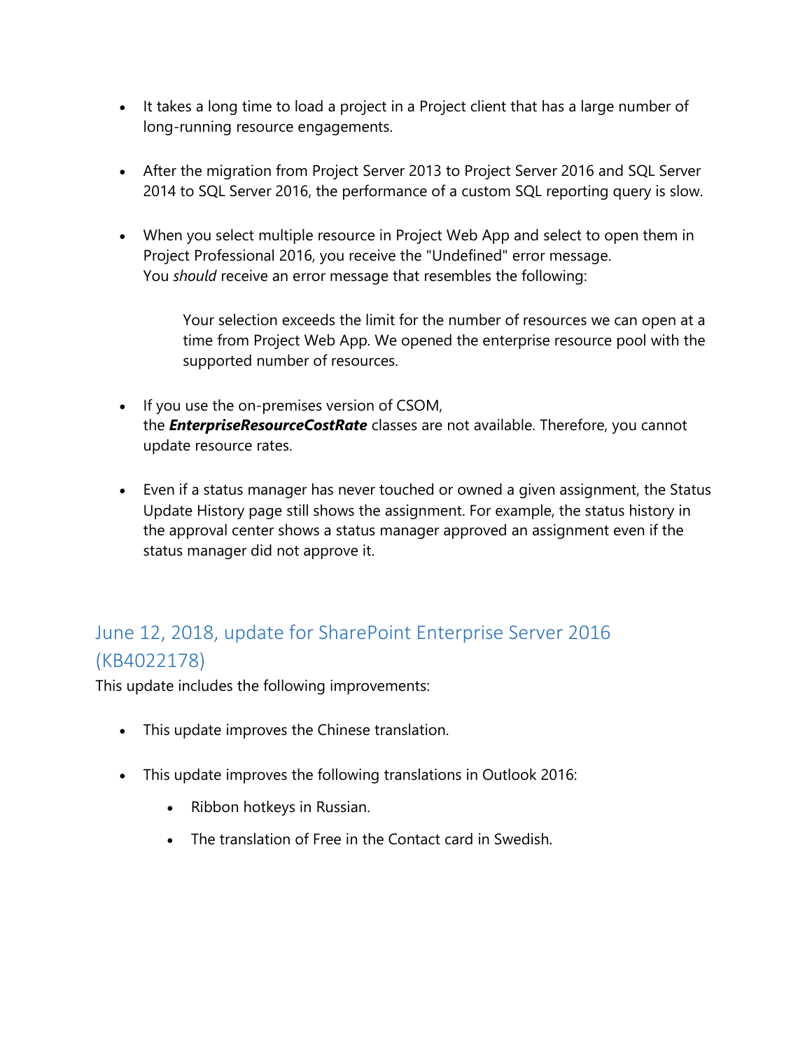- It takes a long time to load a project in a Project client that has a large number of long-running resource engagements.

- After the migration from Project Server 2013 to Project Server 2016 and SQL Server 2014 to SQL Server 2016, the performance of a custom SQL reporting query is slow.

- When you select multiple resource in Project Web App and select to open them in Project Professional 2016, you receive the "Undefined" error message. You *should* receive an error message that resembles the following:

  > Your selection exceeds the limit for the number of resources we can open at a time from Project Web App. We opened the enterprise resource pool with the supported number of resources.

- If you use the on-premises version of CSOM, the ***EnterpriseResourceCostRate*** classes are not available. Therefore, you cannot update resource rates.

- Even if a status manager has never touched or owned a given assignment, the Status Update History page still shows the assignment. For example, the status history in the approval center shows a status manager approved an assignment even if the status manager did not approve it.

## June 12, 2018, update for SharePoint Enterprise Server 2016 (KB4022178)

This update includes the following improvements:

- This update improves the Chinese translation.

- This update improves the following translations in Outlook 2016:

  - Ribbon hotkeys in Russian.

  - The translation of Free in the Contact card in Swedish.